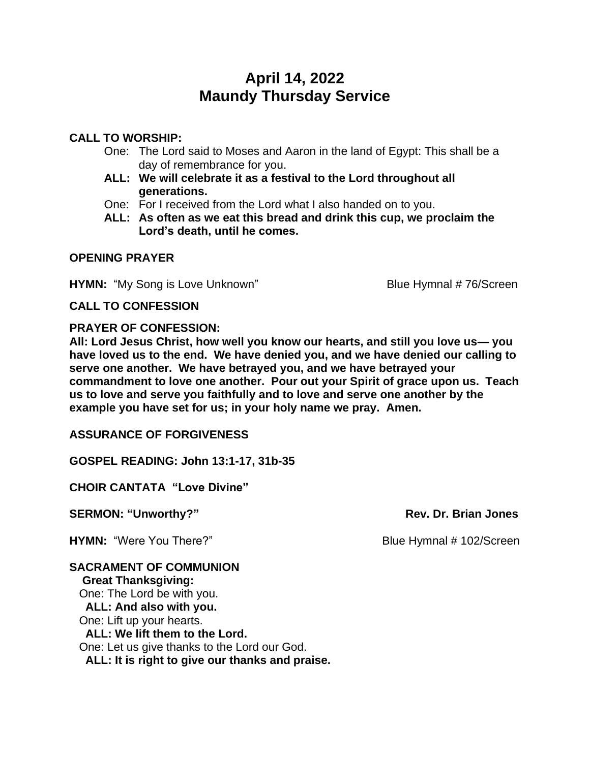# April 14, 2022
# Maundy Thursday Service

**CALL TO WORSHIP:**

One: The Lord said to Moses and Aaron in the land of Egypt: This shall be a day of remembrance for you.

**ALL: We will celebrate it as a festival to the Lord throughout all generations.**

One: For I received from the Lord what I also handed on to you.

**ALL: As often as we eat this bread and drink this cup, we proclaim the Lord's death, until he comes.**

**OPENING PRAYER**

**HYMN:** "My Song is Love Unknown" Blue Hymnal # 76/Screen

**CALL TO CONFESSION**

**PRAYER OF CONFESSION:**

**All: Lord Jesus Christ, how well you know our hearts, and still you love us— you have loved us to the end. We have denied you, and we have denied our calling to serve one another. We have betrayed you, and we have betrayed your commandment to love one another. Pour out your Spirit of grace upon us. Teach us to love and serve you faithfully and to love and serve one another by the example you have set for us; in your holy name we pray. Amen.**

**ASSURANCE OF FORGIVENESS**

**GOSPEL READING: John 13:1-17, 31b-35**

**CHOIR CANTATA "Love Divine"**

**SERMON: "Unworthy?" Rev. Dr. Brian Jones**

**HYMN:** "Were You There?" Blue Hymnal # 102/Screen

**SACRAMENT OF COMMUNION**

**Great Thanksgiving:**

One: The Lord be with you.

**ALL: And also with you.**

One: Lift up your hearts.

**ALL: We lift them to the Lord.**

One: Let us give thanks to the Lord our God.

**ALL: It is right to give our thanks and praise.**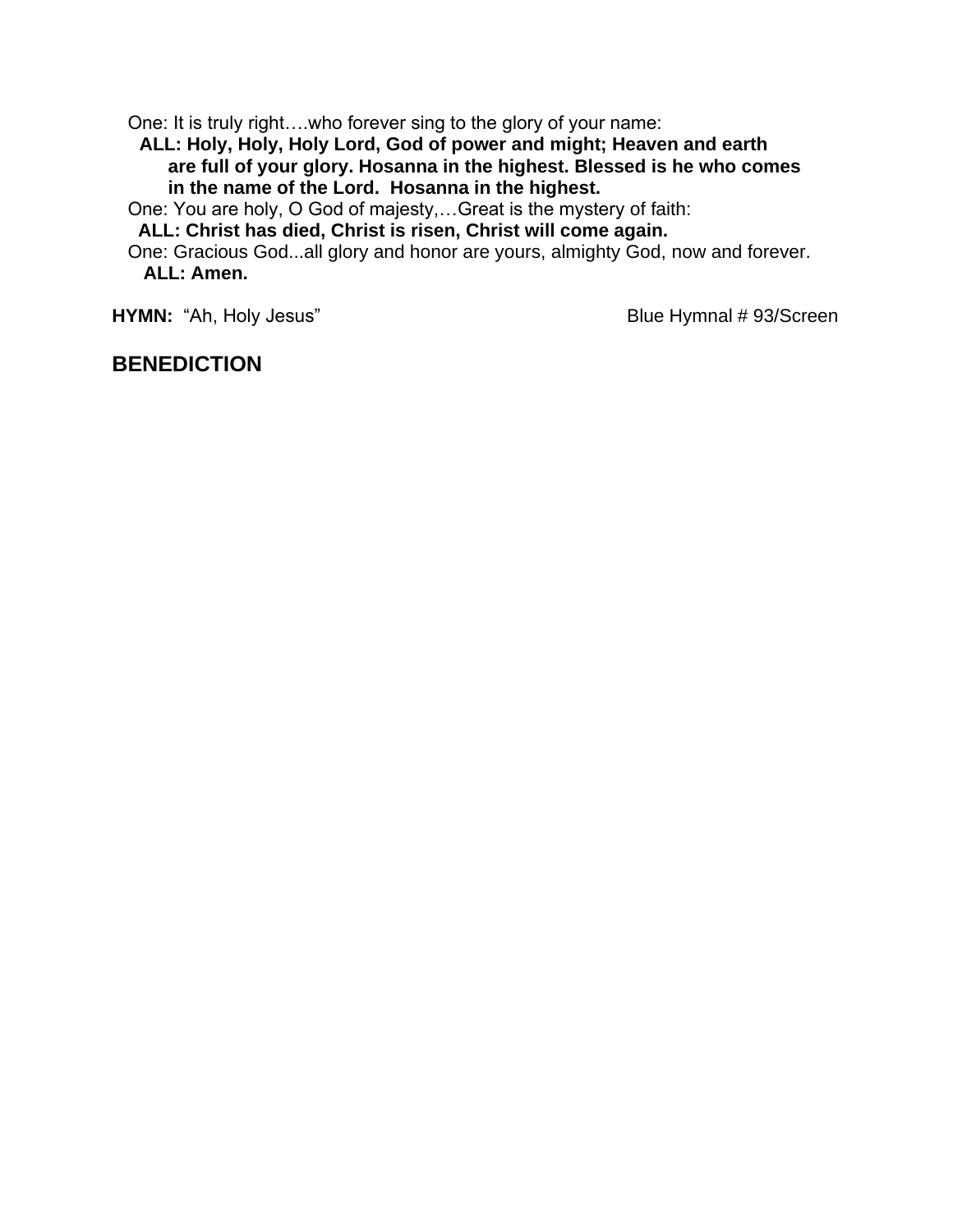One: It is truly right….who forever sing to the glory of your name:

**ALL: Holy, Holy, Holy Lord, God of power and might; Heaven and earth are full of your glory. Hosanna in the highest. Blessed is he who comes in the name of the Lord. Hosanna in the highest.**

One: You are holy, O God of majesty,…Great is the mystery of faith:

**ALL: Christ has died, Christ is risen, Christ will come again.**

One: Gracious God...all glory and honor are yours, almighty God, now and forever.

**ALL: Amen.**

**HYMN:** "Ah, Holy Jesus" Blue Hymnal # 93/Screen

## BENEDICTION